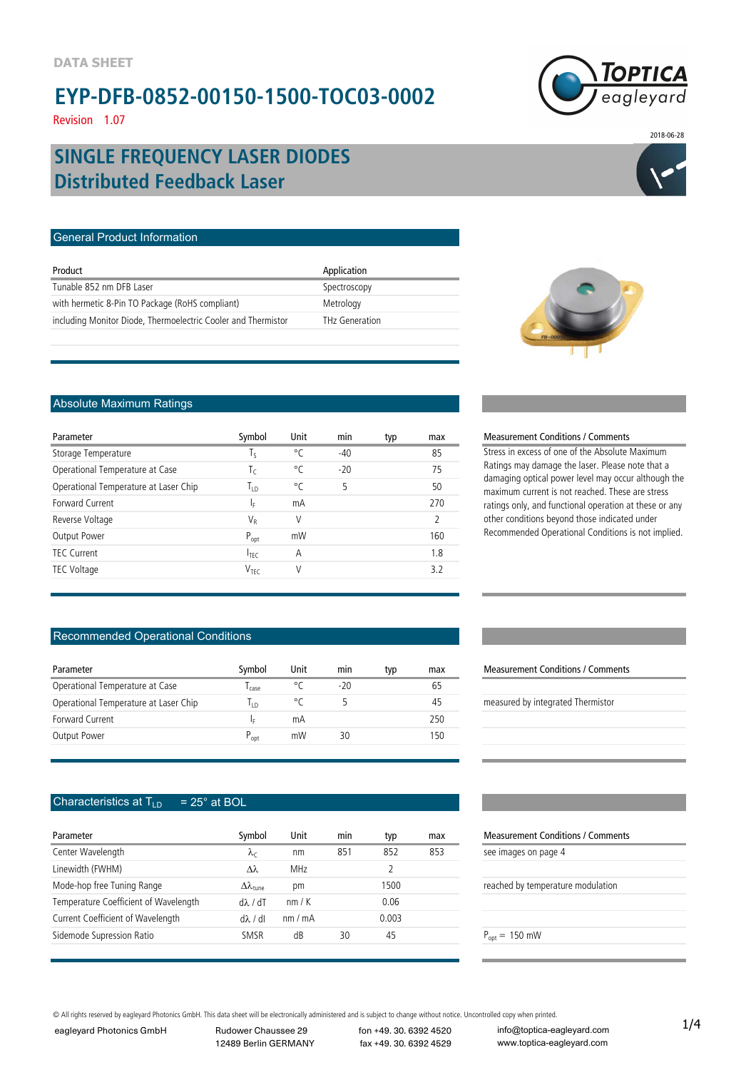DATA SHEET

# EYP-DFB-0852-00150-1500-TOC03-0002

Revision 1.07

2018-06-28

## SINGLE FREQUENCY LASER DIODES
## Distributed Feedback Laser

### General Product Information

| Product | Application |
|---|---|
| Tunable 852 nm DFB Laser | Spectroscopy |
| with hermetic 8-Pin TO Package (RoHS compliant) | Metrology |
| including Monitor Diode, Thermoelectric Cooler and Thermistor | THz Generation |

### Absolute Maximum Ratings

| Parameter | Symbol | Unit | min | typ | max |
|---|---|---|---|---|---|
| Storage Temperature | $T_S$ | °C | -40 | | 85 |
| Operational Temperature at Case | $T_C$ | °C | -20 | | 75 |
| Operational Temperature at Laser Chip | $T_{LD}$ | °C | 5 | | 50 |
| Forward Current | $I_F$ | mA | | | 270 |
| Reverse Voltage | $V_R$ | V | | | 2 |
| Output Power | $P_{opt}$ | mW | | | 160 |
| TEC Current | $I_{TEC}$ | A | | | 1.8 |
| TEC Voltage | $V_{TEC}$ | V | | | 3.2 |

**Measurement Conditions / Comments**

Stress in excess of one of the Absolute Maximum Ratings may damage the laser. Please note that a damaging optical power level may occur although the maximum current is not reached. These are stress ratings only, and functional operation at these or any other conditions beyond those indicated under Recommended Operational Conditions is not implied.

### Recommended Operational Conditions

| Parameter | Symbol | Unit | min | typ | max | Measurement Conditions / Comments |
|---|---|---|---|---|---|---|
| Operational Temperature at Case | $T_{case}$ | °C | -20 | | 65 | |
| Operational Temperature at Laser Chip | $T_{LD}$ | °C | 5 | | 45 | measured by integrated Thermistor |
| Forward Current | $I_F$ | mA | | | 250 | |
| Output Power | $P_{opt}$ | mW | 30 | | 150 | |

### Characteristics at $T_{LD}$ = 25° at BOL

| Parameter | Symbol | Unit | min | typ | max | Measurement Conditions / Comments |
|---|---|---|---|---|---|---|
| Center Wavelength | $\lambda_C$ | nm | 851 | 852 | 853 | see images on page 4 |
| Linewidth (FWHM) | $\Delta\lambda$ | MHz | | 2 | | |
| Mode-hop free Tuning Range | $\Delta\lambda_{tune}$ | pm | | 1500 | | reached by temperature modulation |
| Temperature Coefficient of Wavelength | $d\lambda / dT$ | nm / K | | 0.06 | | |
| Current Coefficient of Wavelength | $d\lambda / dI$ | nm / mA | | 0.003 | | |
| Sidemode Supression Ratio | SMSR | dB | 30 | 45 | | $P_{opt}$ = 150 mW |

© All rights reserved by eagleyard Photonics GmbH. This data sheet will be electronically administered and is subject to change without notice. Uncontrolled copy when printed.

eagleyard Photonics GmbH | Rudower Chaussee 29, 12489 Berlin GERMANY | fon +49. 30. 6392 4520, fax +49. 30. 6392 4529 | info@toptica-eagleyard.com, www.toptica-eagleyard.com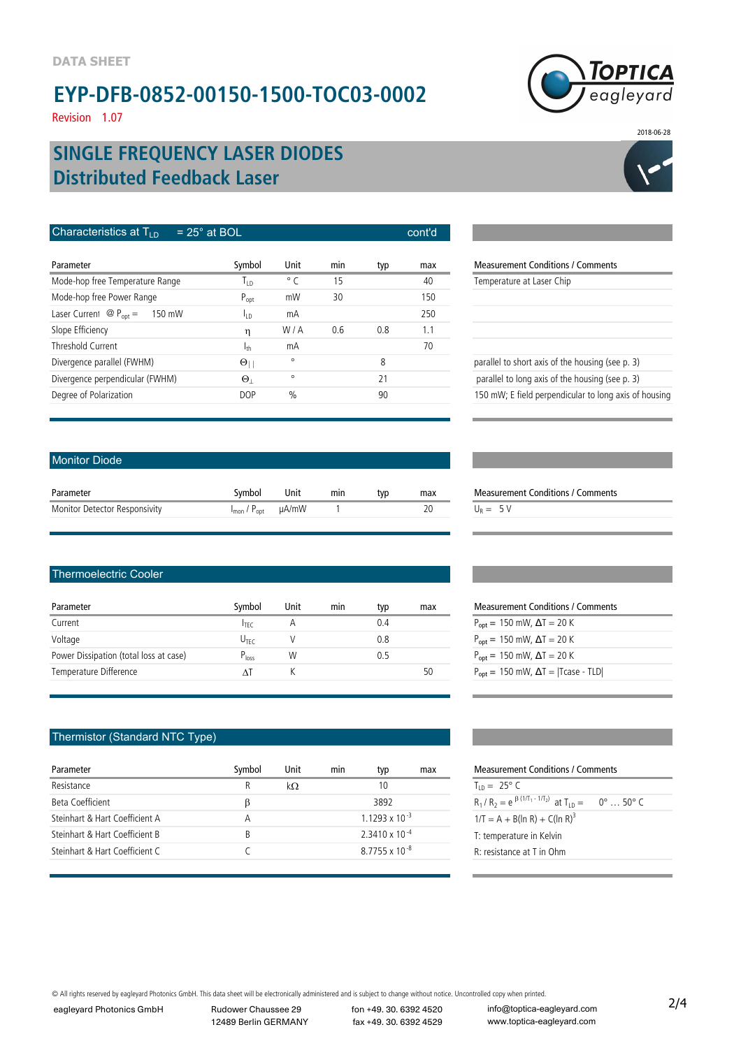DATA SHEET

# EYP-DFB-0852-00150-1500-TOC03-0002

Revision 1.07

2018-06-28

## SINGLE FREQUENCY LASER DIODES
## Distributed Feedback Laser

### Characteristics at $T_{LD}$ = 25° at BOL (cont'd)

| Parameter | Symbol | Unit | min | typ | max | Measurement Conditions / Comments |
|---|---|---|---|---|---|---|
| Mode-hop free Temperature Range | $T_{LD}$ | ° C | 15 | | 40 | Temperature at Laser Chip |
| Mode-hop free Power Range | $P_{opt}$ | mW | 30 | | 150 | |
| Laser Current @ $P_{opt}$ = 150 mW | $I_{LD}$ | mA | | | 250 | |
| Slope Efficiency | $\eta$ | W / A | 0.6 | 0.8 | 1.1 | |
| Threshold Current | $I_{th}$ | mA | | | 70 | |
| Divergence parallel (FWHM) | $\Theta_{\|\|}$ | ° | | 8 | | parallel to short axis of the housing (see p. 3) |
| Divergence perpendicular (FWHM) | $\Theta_{\perp}$ | ° | | 21 | | parallel to long axis of the housing (see p. 3) |
| Degree of Polarization | DOP | % | | 90 | | 150 mW; E field perpendicular to long axis of housing |

### Monitor Diode

| Parameter | Symbol | Unit | min | typ | max | Measurement Conditions / Comments |
|---|---|---|---|---|---|---|
| Monitor Detector Responsivity | $I_{mon}$ / $P_{opt}$ | µA/mW | 1 | | 20 | $U_R$ = 5 V |

### Thermoelectric Cooler

| Parameter | Symbol | Unit | min | typ | max | Measurement Conditions / Comments |
|---|---|---|---|---|---|---|
| Current | $I_{TEC}$ | A | | 0.4 | | $P_{opt}$ = 150 mW, $\Delta T$ = 20 K |
| Voltage | $U_{TEC}$ | V | | 0.8 | | $P_{opt}$ = 150 mW, $\Delta T$ = 20 K |
| Power Dissipation (total loss at case) | $P_{loss}$ | W | | 0.5 | | $P_{opt}$ = 150 mW, $\Delta T$ = 20 K |
| Temperature Difference | $\Delta T$ | K | | | 50 | $P_{opt}$ = 150 mW, $\Delta T$ = \|Tcase - TLD\| |

### Thermistor (Standard NTC Type)

| Parameter | Symbol | Unit | min | typ | max | Measurement Conditions / Comments |
|---|---|---|---|---|---|---|
| Resistance | R | kΩ | | 10 | | $T_{LD}$ = 25° C |
| Beta Coefficient | $\beta$ | | | 3892 | | $R_1 / R_2 = e^{\beta (1/T_1 - 1/T_2)}$ at $T_{LD}$ = 0° … 50° C |
| Steinhart & Hart Coefficient A | A | | | $1.1293 \times 10^{-3}$ | | $1/T = A + B(\ln R) + C(\ln R)^3$ |
| Steinhart & Hart Coefficient B | B | | | $2.3410 \times 10^{-4}$ | | T: temperature in Kelvin |
| Steinhart & Hart Coefficient C | C | | | $8.7755 \times 10^{-8}$ | | R: resistance at T in Ohm |

© All rights reserved by eagleyard Photonics GmbH. This data sheet will be electronically administered and is subject to change without notice. Uncontrolled copy when printed.

eagleyard Photonics GmbH | Rudower Chaussee 29, 12489 Berlin GERMANY | fon +49. 30. 6392 4520, fax +49. 30. 6392 4529 | info@toptica-eagleyard.com, www.toptica-eagleyard.com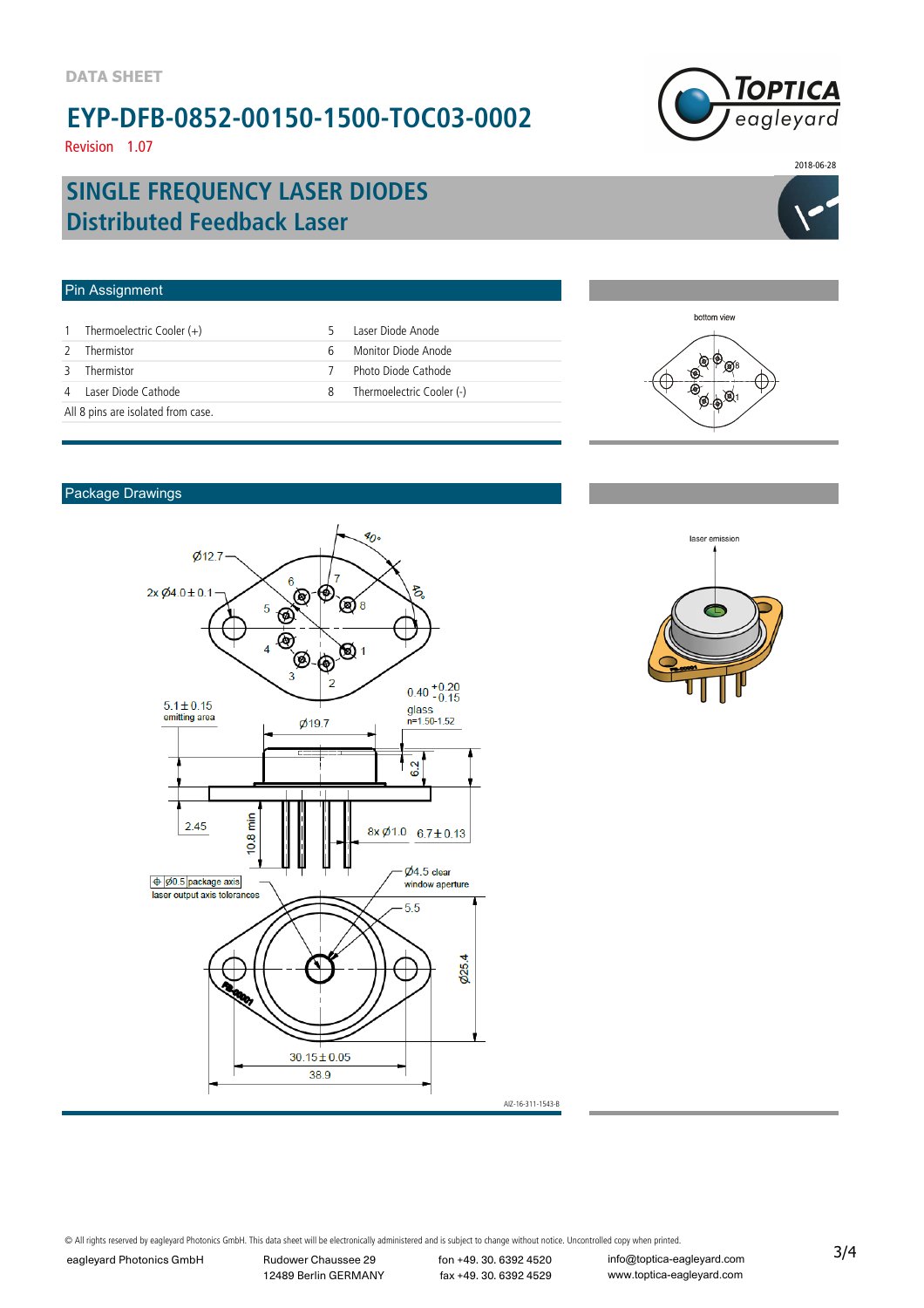DATA SHEET

# EYP-DFB-0852-00150-1500-TOC03-0002

Revision 1.07

2018-06-28

## SINGLE FREQUENCY LASER DIODES
## Distributed Feedback Laser

### Pin Assignment

| | | | |
|---|---|---|---|
| 1 | Thermoelectric Cooler (+) | 5 | Laser Diode Anode |
| 2 | Thermistor | 6 | Monitor Diode Anode |
| 3 | Thermistor | 7 | Photo Diode Cathode |
| 4 | Laser Diode Cathode | 8 | Thermoelectric Cooler (-) |

All 8 pins are isolated from case.

bottom view

### Package Drawings

Ø12.7

2x Ø4.0 ± 0.1

40°

40°

5.1 ± 0.15
emitting area

Ø19.7

0.40 +0.20 / -0.15
glass
n=1.50-1.52

6.2

2.45

10.8 min

8x Ø1.0

6.7 ± 0.13

Ø0.5 package axis
laser output axis tolerances

Ø4.5 clear window aperture

5.5

Ø25.4

30.15 ± 0.05

38.9

AIZ-16-311-1543-B

laser emission

© All rights reserved by eagleyard Photonics GmbH. This data sheet will be electronically administered and is subject to change without notice. Uncontrolled copy when printed.

eagleyard Photonics GmbH | Rudower Chaussee 29, 12489 Berlin GERMANY | fon +49. 30. 6392 4520 | fax +49. 30. 6392 4529 | info@toptica-eagleyard.com | www.toptica-eagleyard.com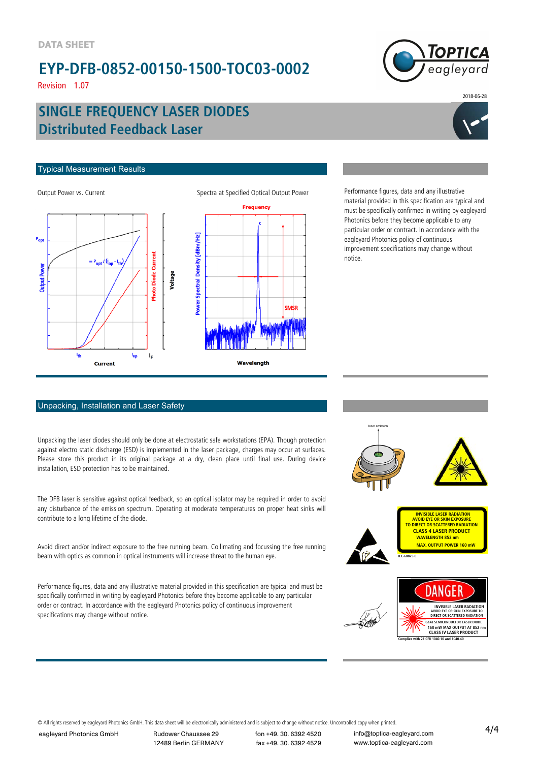DATA SHEET

# EYP-DFB-0852-00150-1500-TOC03-0002

Revision 1.07

2018-06-28

## SINGLE FREQUENCY LASER DIODES
## Distributed Feedback Laser

### Typical Measurement Results

Output Power vs. Current

$P_{opt}$

Output Power

$= P_{opt} / (I_{op} - I_{th})$

Photo Diode Current

Voltage

$I_{th}$ $I_{op}$ $I_F$

Current

Spectra at Specified Optical Output Power

Frequency

c

Power Spectral Density [dBm/Hz]

SMSR

Wavelength

Performance figures, data and any illustrative material provided in this specification are typical and must be specifically confirmed in writing by eagleyard Photonics before they become applicable to any particular order or contract. In accordance with the eagleyard Photonics policy of continuous improvement specifications may change without notice.

### Unpacking, Installation and Laser Safety

Unpacking the laser diodes should only be done at electrostatic safe workstations (EPA). Though protection against electro static discharge (ESD) is implemented in the laser package, charges may occur at surfaces. Please store this product in its original package at a dry, clean place until final use. During device installation, ESD protection has to be maintained.

The DFB laser is sensitive against optical feedback, so an optical isolator may be required in order to avoid any disturbance of the emission spectrum. Operating at moderate temperatures on proper heat sinks will contribute to a long lifetime of the diode.

Avoid direct and/or indirect exposure to the free running beam. Collimating and focussing the free running beam with optics as common in optical instruments will increase threat to the human eye.

Performance figures, data and any illustrative material provided in this specification are typical and must be specifically confirmed in writing by eagleyard Photonics before they become applicable to any particular order or contract. In accordance with the eagleyard Photonics policy of continuous improvement specifications may change without notice.

laser emission

INVISIBLE LASER RADIATION
AVOID EYE OR SKIN EXPOSURE
TO DIRECT OR SCATTERED RADIATION
CLASS 4 LASER PRODUCT
WAVELENGTH 852 nm
MAX. OUTPUT POWER 160 mW

IEC-60825-0

DANGER

INVISIBLE LASER RADIATION
AVOID EYE OR SKIN EXPOSURE TO
DIRECT OR SCATTERED RADIATION
GaAs SEMICONDUCTOR LASER DIODE
160 mW MAX OUTPUT AT 852 nm
CLASS IV LASER PRODUCT

Complies with 21 CFR 1040.10 and 1040.40

© All rights reserved by eagleyard Photonics GmbH. This data sheet will be electronically administered and is subject to change without notice. Uncontrolled copy when printed.

eagleyard Photonics GmbH | Rudower Chaussee 29, 12489 Berlin GERMANY | fon +49. 30. 6392 4520, fax +49. 30. 6392 4529 | info@toptica-eagleyard.com, www.toptica-eagleyard.com